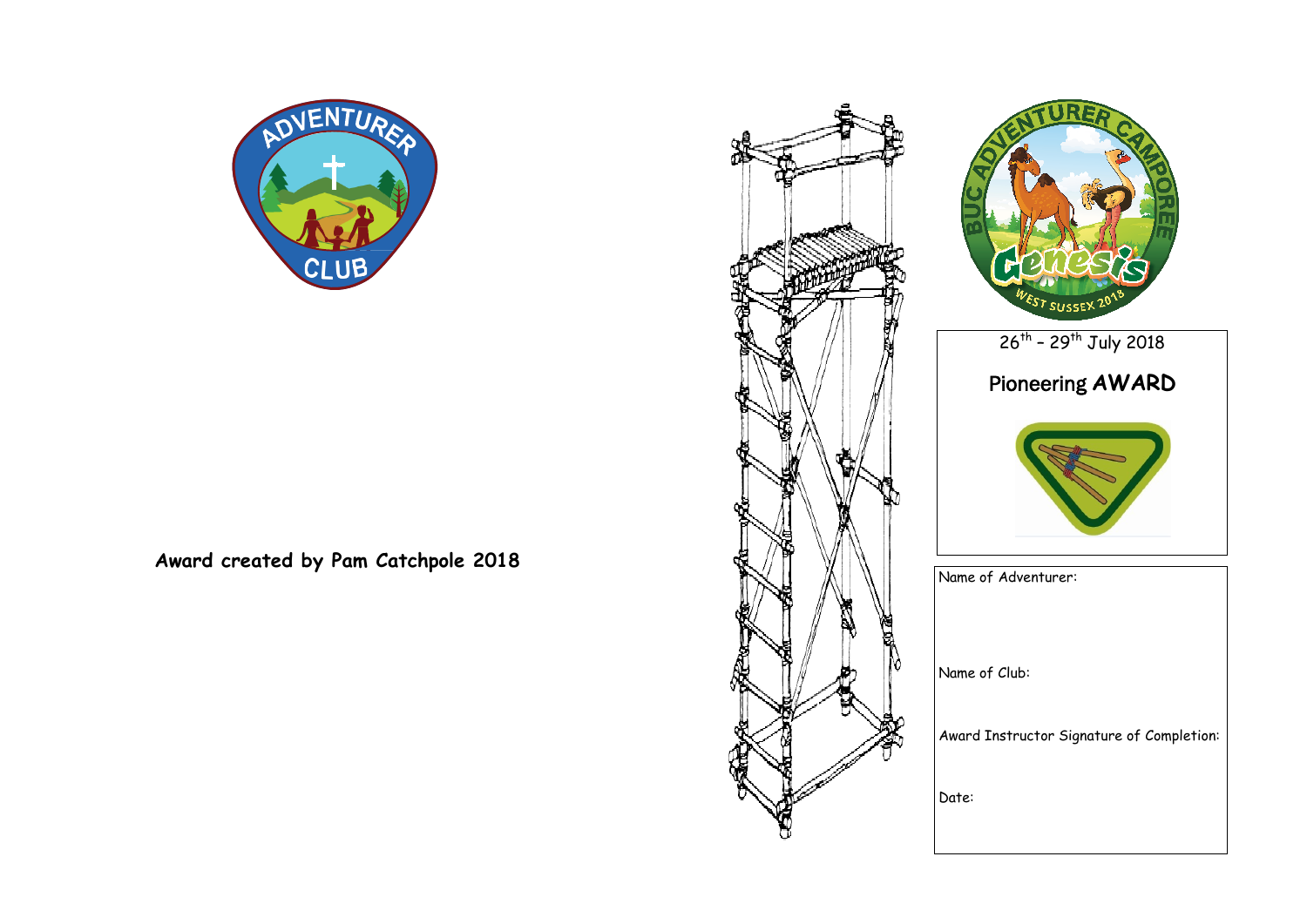**Award created by Pam Catchpole 2018**

26th – 29th July 2018

## Pioneering **AWARD**

Name of Adventurer:

Name of Club:

Award Instructor Signature of Completion:

Date: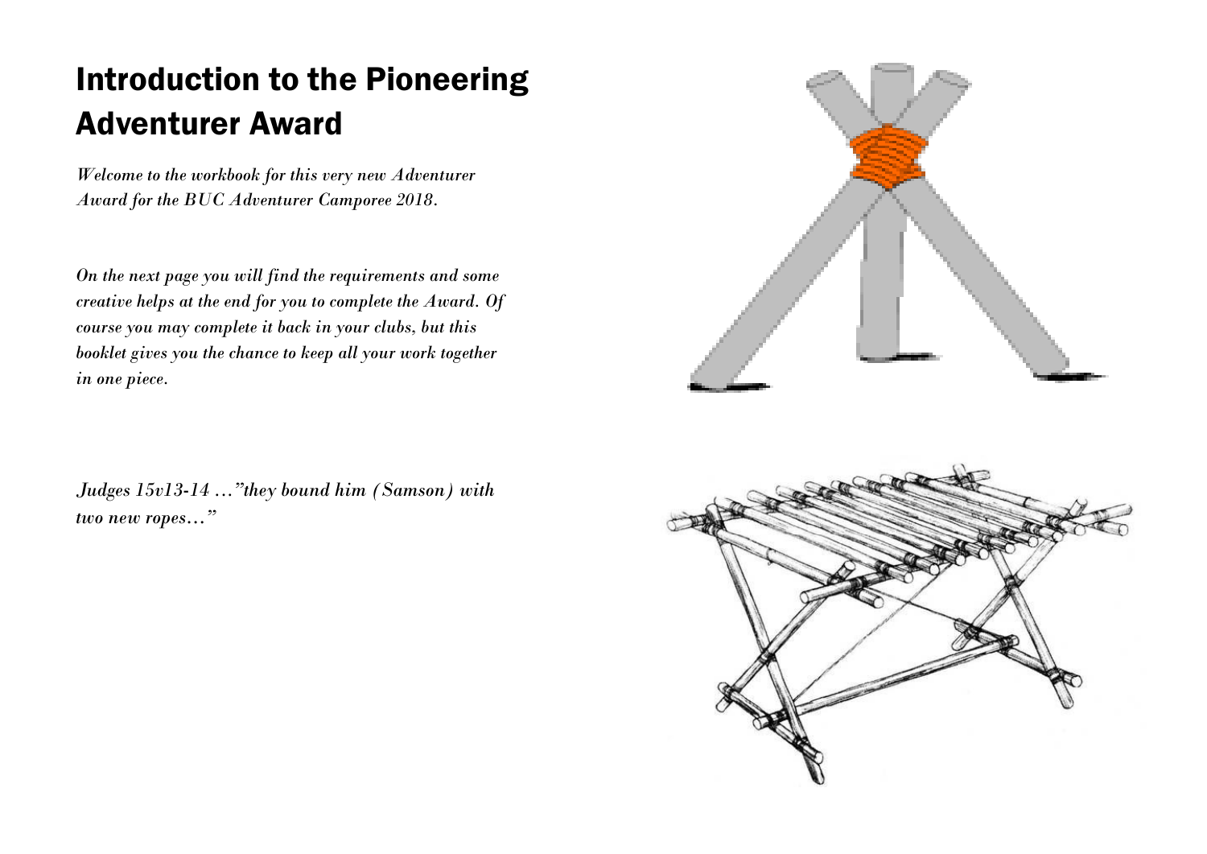# Introduction to the Pioneering Adventurer Award

*Welcome to the workbook for this very new Adventurer Award for the BUC Adventurer Camporee 2018.*

*On the next page you will find the requirements and some creative helps at the end for you to complete the Award. Of course you may complete it back in your clubs, but this booklet gives you the chance to keep all your work together in one piece.*

*Judges 15v13-14 …"they bound him (Samson) with two new ropes…"*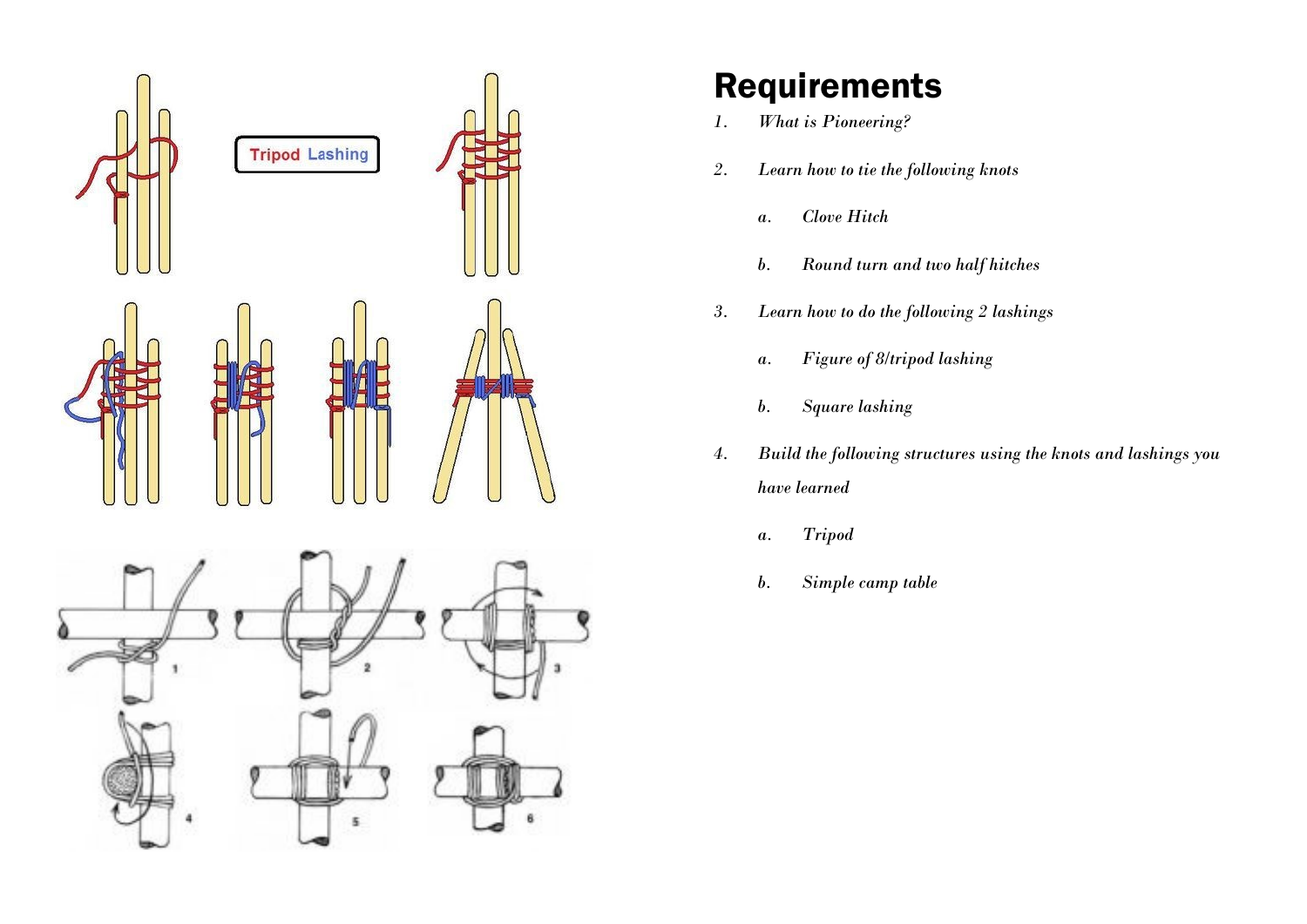# Requirements

1. *What is Pioneering?*
2. *Learn how to tie the following knots*
   a. *Clove Hitch*
   b. *Round turn and two half hitches*
3. *Learn how to do the following 2 lashings*
   a. *Figure of 8/tripod lashing*
   b. *Square lashing*
4. *Build the following structures using the knots and lashings you have learned*
   a. *Tripod*
   b. *Simple camp table*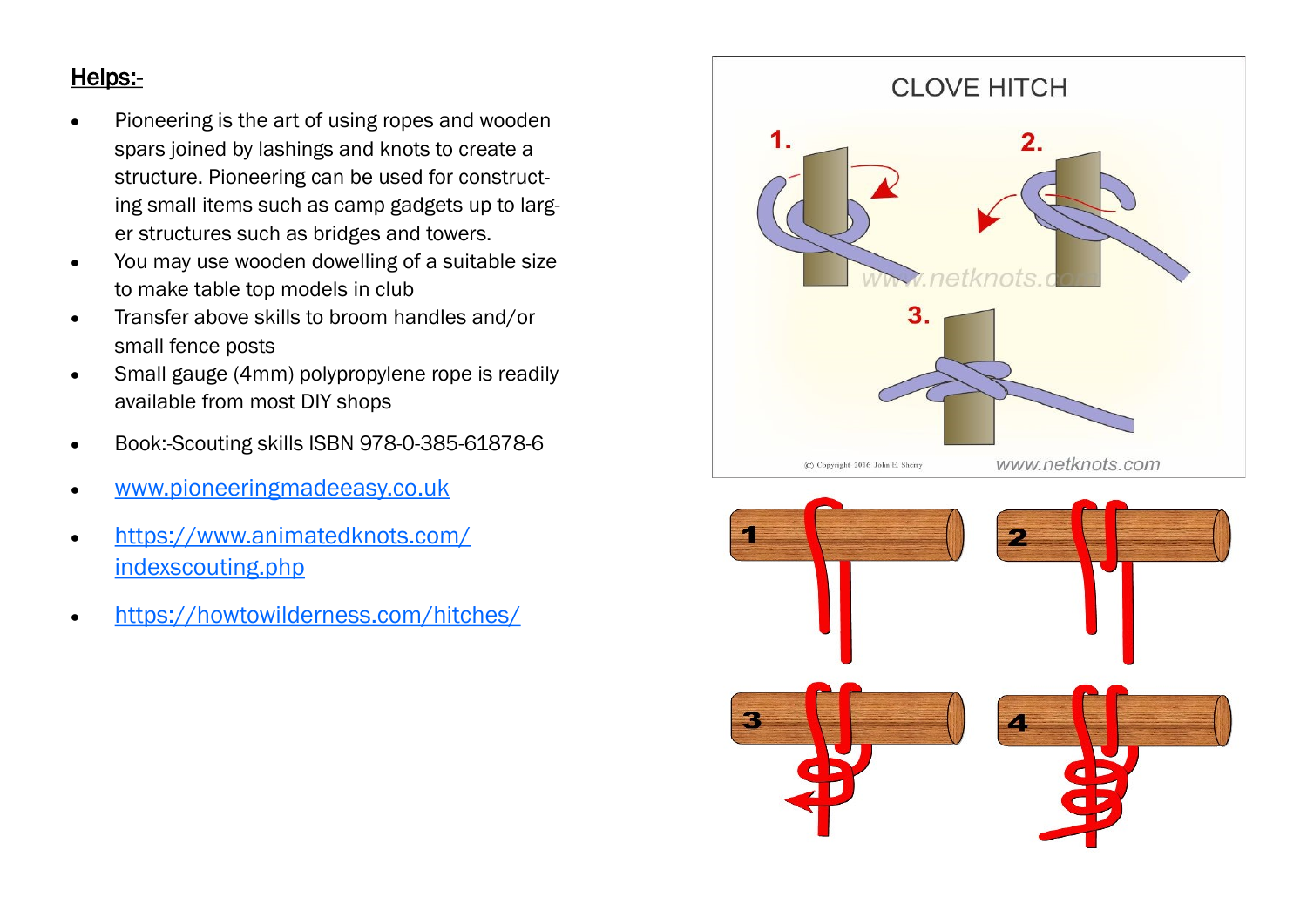## Helps:-

- Pioneering is the art of using ropes and wooden spars joined by lashings and knots to create a structure. Pioneering can be used for constructing small items such as camp gadgets up to larger structures such as bridges and towers.
- You may use wooden dowelling of a suitable size to make table top models in club
- Transfer above skills to broom handles and/or small fence posts
- Small gauge (4mm) polypropylene rope is readily available from most DIY shops
- Book:-Scouting skills ISBN 978-0-385-61878-6
- www.pioneeringmadeeasy.co.uk
- https://www.animatedknots.com/indexscouting.php
- https://howtowilderness.com/hitches/

CLOVE HITCH

1.

2.

3.

© Copyright 2016 John E. Sherry

www.netknots.com

1

2

3

4